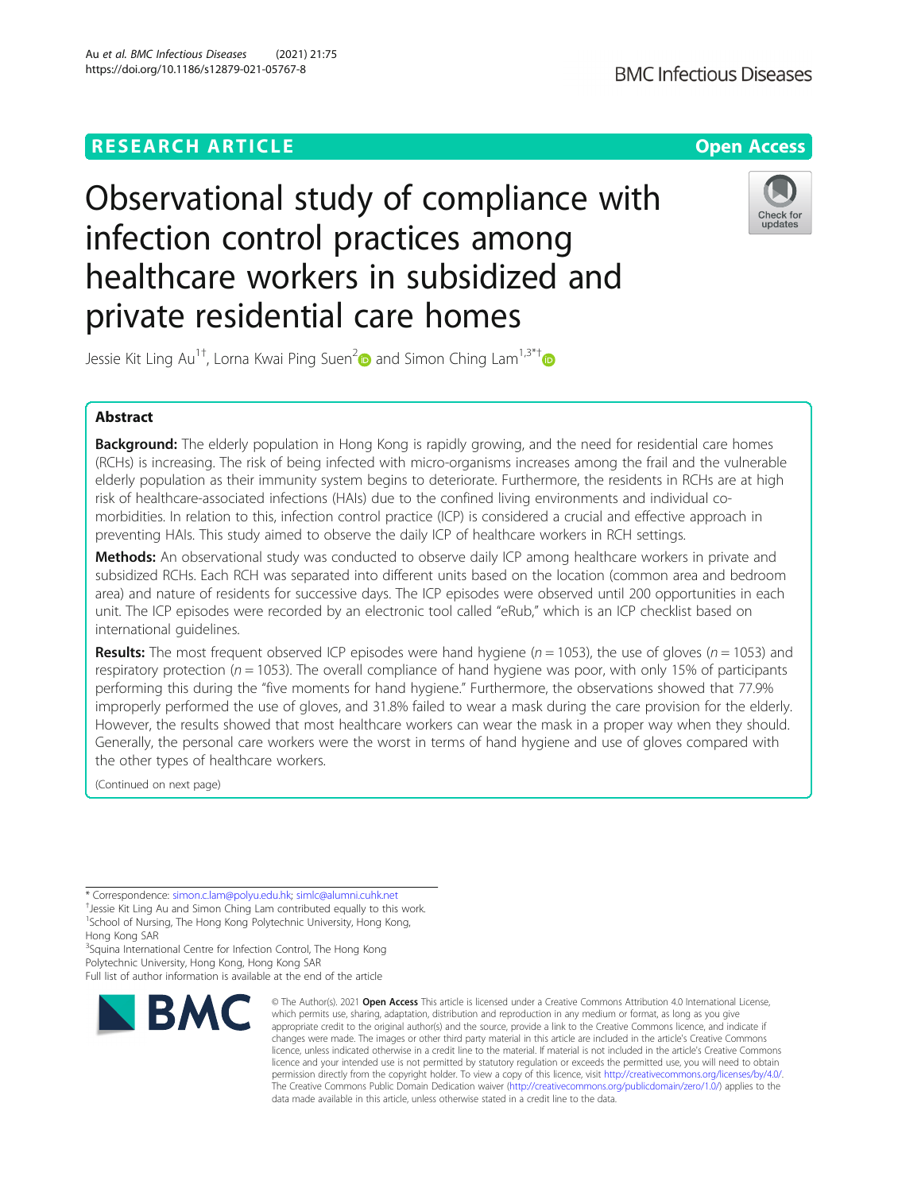RESEARCH ARTICLE

Open Access

# Observational study of compliance with infection control practices among healthcare workers in subsidized and private residential care homes

Jessie Kit Ling Au[1†], Lorna Kwai Ping Suen[2] and Simon Ching Lam[1,3*†]

## Abstract

**Background:** The elderly population in Hong Kong is rapidly growing, and the need for residential care homes (RCHs) is increasing. The risk of being infected with micro-organisms increases among the frail and the vulnerable elderly population as their immunity system begins to deteriorate. Furthermore, the residents in RCHs are at high risk of healthcare-associated infections (HAIs) due to the confined living environments and individual co-morbidities. In relation to this, infection control practice (ICP) is considered a crucial and effective approach in preventing HAIs. This study aimed to observe the daily ICP of healthcare workers in RCH settings.

**Methods:** An observational study was conducted to observe daily ICP among healthcare workers in private and subsidized RCHs. Each RCH was separated into different units based on the location (common area and bedroom area) and nature of residents for successive days. The ICP episodes were observed until 200 opportunities in each unit. The ICP episodes were recorded by an electronic tool called "eRub," which is an ICP checklist based on international guidelines.

**Results:** The most frequent observed ICP episodes were hand hygiene ($n = 1053$), the use of gloves ($n = 1053$) and respiratory protection ($n = 1053$). The overall compliance of hand hygiene was poor, with only 15% of participants performing this during the "five moments for hand hygiene." Furthermore, the observations showed that 77.9% improperly performed the use of gloves, and 31.8% failed to wear a mask during the care provision for the elderly. However, the results showed that most healthcare workers can wear the mask in a proper way when they should. Generally, the personal care workers were the worst in terms of hand hygiene and use of gloves compared with the other types of healthcare workers.

(Continued on next page)

\* Correspondence: simon.c.lam@polyu.edu.hk; simlc@alumni.cuhk.net

†Jessie Kit Ling Au and Simon Ching Lam contributed equally to this work.

[1]School of Nursing, The Hong Kong Polytechnic University, Hong Kong, Hong Kong SAR

[3]Squina International Centre for Infection Control, The Hong Kong Polytechnic University, Hong Kong, Hong Kong SAR

Full list of author information is available at the end of the article

© The Author(s). 2021 **Open Access** This article is licensed under a Creative Commons Attribution 4.0 International License, which permits use, sharing, adaptation, distribution and reproduction in any medium or format, as long as you give appropriate credit to the original author(s) and the source, provide a link to the Creative Commons licence, and indicate if changes were made. The images or other third party material in this article are included in the article's Creative Commons licence, unless indicated otherwise in a credit line to the material. If material is not included in the article's Creative Commons licence and your intended use is not permitted by statutory regulation or exceeds the permitted use, you will need to obtain permission directly from the copyright holder. To view a copy of this licence, visit http://creativecommons.org/licenses/by/4.0/. The Creative Commons Public Domain Dedication waiver (http://creativecommons.org/publicdomain/zero/1.0/) applies to the data made available in this article, unless otherwise stated in a credit line to the data.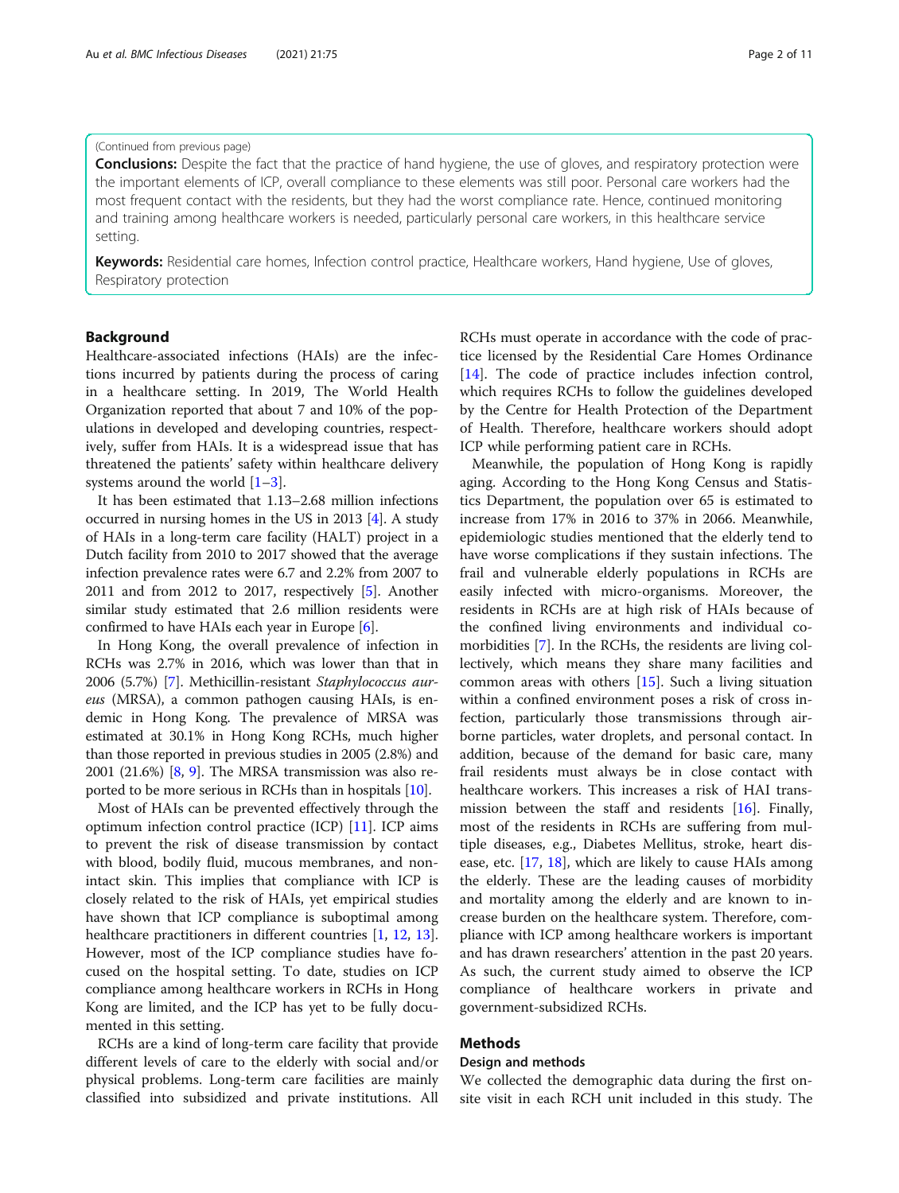(Continued from previous page)

**Conclusions:** Despite the fact that the practice of hand hygiene, the use of gloves, and respiratory protection were the important elements of ICP, overall compliance to these elements was still poor. Personal care workers had the most frequent contact with the residents, but they had the worst compliance rate. Hence, continued monitoring and training among healthcare workers is needed, particularly personal care workers, in this healthcare service setting.

**Keywords:** Residential care homes, Infection control practice, Healthcare workers, Hand hygiene, Use of gloves, Respiratory protection

## Background

Healthcare-associated infections (HAIs) are the infections incurred by patients during the process of caring in a healthcare setting. In 2019, The World Health Organization reported that about 7 and 10% of the populations in developed and developing countries, respectively, suffer from HAIs. It is a widespread issue that has threatened the patients' safety within healthcare delivery systems around the world [1–3].

It has been estimated that 1.13–2.68 million infections occurred in nursing homes in the US in 2013 [4]. A study of HAIs in a long-term care facility (HALT) project in a Dutch facility from 2010 to 2017 showed that the average infection prevalence rates were 6.7 and 2.2% from 2007 to 2011 and from 2012 to 2017, respectively [5]. Another similar study estimated that 2.6 million residents were confirmed to have HAIs each year in Europe [6].

In Hong Kong, the overall prevalence of infection in RCHs was 2.7% in 2016, which was lower than that in 2006 (5.7%) [7]. Methicillin-resistant *Staphylococcus aureus* (MRSA), a common pathogen causing HAIs, is endemic in Hong Kong. The prevalence of MRSA was estimated at 30.1% in Hong Kong RCHs, much higher than those reported in previous studies in 2005 (2.8%) and 2001 (21.6%) [8, 9]. The MRSA transmission was also reported to be more serious in RCHs than in hospitals [10].

Most of HAIs can be prevented effectively through the optimum infection control practice (ICP) [11]. ICP aims to prevent the risk of disease transmission by contact with blood, bodily fluid, mucous membranes, and non-intact skin. This implies that compliance with ICP is closely related to the risk of HAIs, yet empirical studies have shown that ICP compliance is suboptimal among healthcare practitioners in different countries [1, 12, 13]. However, most of the ICP compliance studies have focused on the hospital setting. To date, studies on ICP compliance among healthcare workers in RCHs in Hong Kong are limited, and the ICP has yet to be fully documented in this setting.

RCHs are a kind of long-term care facility that provide different levels of care to the elderly with social and/or physical problems. Long-term care facilities are mainly classified into subsidized and private institutions. All RCHs must operate in accordance with the code of practice licensed by the Residential Care Homes Ordinance [14]. The code of practice includes infection control, which requires RCHs to follow the guidelines developed by the Centre for Health Protection of the Department of Health. Therefore, healthcare workers should adopt ICP while performing patient care in RCHs.

Meanwhile, the population of Hong Kong is rapidly aging. According to the Hong Kong Census and Statistics Department, the population over 65 is estimated to increase from 17% in 2016 to 37% in 2066. Meanwhile, epidemiologic studies mentioned that the elderly tend to have worse complications if they sustain infections. The frail and vulnerable elderly populations in RCHs are easily infected with micro-organisms. Moreover, the residents in RCHs are at high risk of HAIs because of the confined living environments and individual co-morbidities [7]. In the RCHs, the residents are living collectively, which means they share many facilities and common areas with others [15]. Such a living situation within a confined environment poses a risk of cross infection, particularly those transmissions through airborne particles, water droplets, and personal contact. In addition, because of the demand for basic care, many frail residents must always be in close contact with healthcare workers. This increases a risk of HAI transmission between the staff and residents [16]. Finally, most of the residents in RCHs are suffering from multiple diseases, e.g., Diabetes Mellitus, stroke, heart disease, etc. [17, 18], which are likely to cause HAIs among the elderly. These are the leading causes of morbidity and mortality among the elderly and are known to increase burden on the healthcare system. Therefore, compliance with ICP among healthcare workers is important and has drawn researchers' attention in the past 20 years. As such, the current study aimed to observe the ICP compliance of healthcare workers in private and government-subsidized RCHs.

## Methods

### Design and methods

We collected the demographic data during the first on-site visit in each RCH unit included in this study. The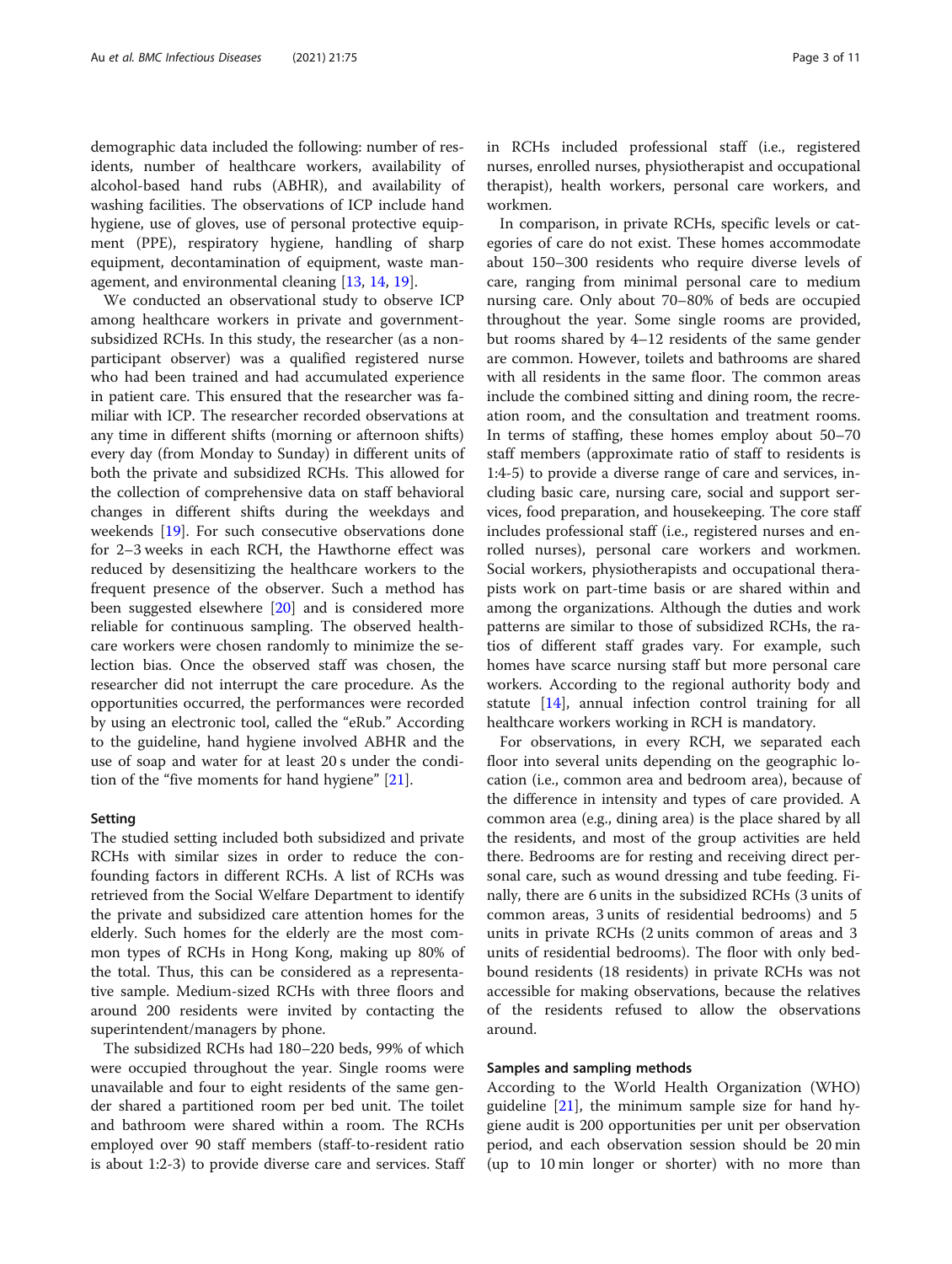demographic data included the following: number of residents, number of healthcare workers, availability of alcohol-based hand rubs (ABHR), and availability of washing facilities. The observations of ICP include hand hygiene, use of gloves, use of personal protective equipment (PPE), respiratory hygiene, handling of sharp equipment, decontamination of equipment, waste management, and environmental cleaning [13, 14, 19].

We conducted an observational study to observe ICP among healthcare workers in private and government-subsidized RCHs. In this study, the researcher (as a non-participant observer) was a qualified registered nurse who had been trained and had accumulated experience in patient care. This ensured that the researcher was familiar with ICP. The researcher recorded observations at any time in different shifts (morning or afternoon shifts) every day (from Monday to Sunday) in different units of both the private and subsidized RCHs. This allowed for the collection of comprehensive data on staff behavioral changes in different shifts during the weekdays and weekends [19]. For such consecutive observations done for 2–3 weeks in each RCH, the Hawthorne effect was reduced by desensitizing the healthcare workers to the frequent presence of the observer. Such a method has been suggested elsewhere [20] and is considered more reliable for continuous sampling. The observed healthcare workers were chosen randomly to minimize the selection bias. Once the observed staff was chosen, the researcher did not interrupt the care procedure. As the opportunities occurred, the performances were recorded by using an electronic tool, called the "eRub." According to the guideline, hand hygiene involved ABHR and the use of soap and water for at least 20 s under the condition of the "five moments for hand hygiene" [21].

### Setting

The studied setting included both subsidized and private RCHs with similar sizes in order to reduce the confounding factors in different RCHs. A list of RCHs was retrieved from the Social Welfare Department to identify the private and subsidized care attention homes for the elderly. Such homes for the elderly are the most common types of RCHs in Hong Kong, making up 80% of the total. Thus, this can be considered as a representative sample. Medium-sized RCHs with three floors and around 200 residents were invited by contacting the superintendent/managers by phone.

The subsidized RCHs had 180–220 beds, 99% of which were occupied throughout the year. Single rooms were unavailable and four to eight residents of the same gender shared a partitioned room per bed unit. The toilet and bathroom were shared within a room. The RCHs employed over 90 staff members (staff-to-resident ratio is about 1:2-3) to provide diverse care and services. Staff in RCHs included professional staff (i.e., registered nurses, enrolled nurses, physiotherapist and occupational therapist), health workers, personal care workers, and workmen.

In comparison, in private RCHs, specific levels or categories of care do not exist. These homes accommodate about 150–300 residents who require diverse levels of care, ranging from minimal personal care to medium nursing care. Only about 70–80% of beds are occupied throughout the year. Some single rooms are provided, but rooms shared by 4–12 residents of the same gender are common. However, toilets and bathrooms are shared with all residents in the same floor. The common areas include the combined sitting and dining room, the recreation room, and the consultation and treatment rooms. In terms of staffing, these homes employ about 50–70 staff members (approximate ratio of staff to residents is 1:4-5) to provide a diverse range of care and services, including basic care, nursing care, social and support services, food preparation, and housekeeping. The core staff includes professional staff (i.e., registered nurses and enrolled nurses), personal care workers and workmen. Social workers, physiotherapists and occupational therapists work on part-time basis or are shared within and among the organizations. Although the duties and work patterns are similar to those of subsidized RCHs, the ratios of different staff grades vary. For example, such homes have scarce nursing staff but more personal care workers. According to the regional authority body and statute [14], annual infection control training for all healthcare workers working in RCH is mandatory.

For observations, in every RCH, we separated each floor into several units depending on the geographic location (i.e., common area and bedroom area), because of the difference in intensity and types of care provided. A common area (e.g., dining area) is the place shared by all the residents, and most of the group activities are held there. Bedrooms are for resting and receiving direct personal care, such as wound dressing and tube feeding. Finally, there are 6 units in the subsidized RCHs (3 units of common areas, 3 units of residential bedrooms) and 5 units in private RCHs (2 units common of areas and 3 units of residential bedrooms). The floor with only bed-bound residents (18 residents) in private RCHs was not accessible for making observations, because the relatives of the residents refused to allow the observations around.

### Samples and sampling methods

According to the World Health Organization (WHO) guideline [21], the minimum sample size for hand hygiene audit is 200 opportunities per unit per observation period, and each observation session should be 20 min (up to 10 min longer or shorter) with no more than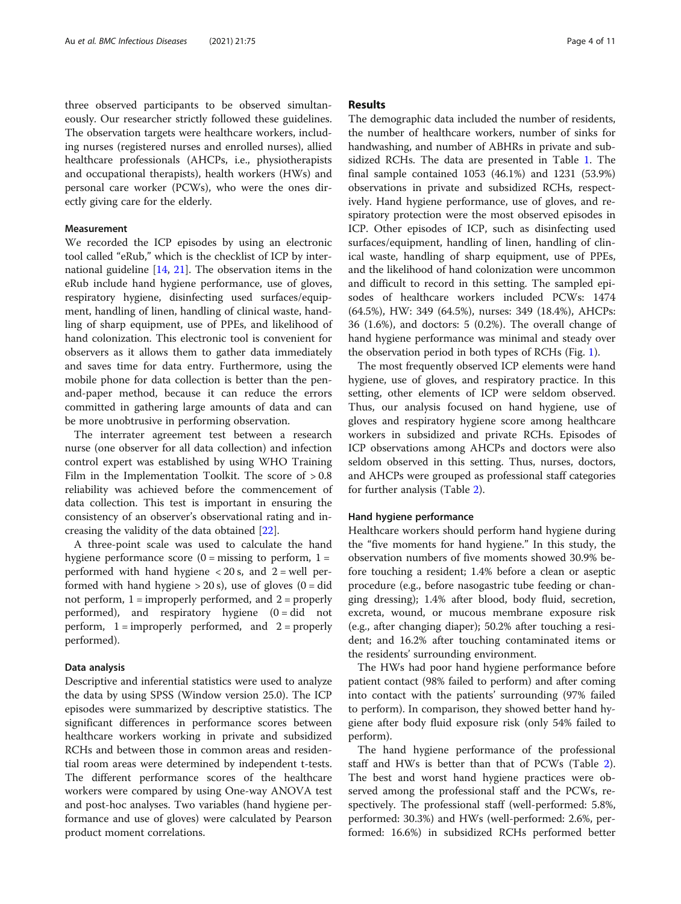three observed participants to be observed simultaneously. Our researcher strictly followed these guidelines. The observation targets were healthcare workers, including nurses (registered nurses and enrolled nurses), allied healthcare professionals (AHCPs, i.e., physiotherapists and occupational therapists), health workers (HWs) and personal care worker (PCWs), who were the ones directly giving care for the elderly.

### Measurement

We recorded the ICP episodes by using an electronic tool called "eRub," which is the checklist of ICP by international guideline [14, 21]. The observation items in the eRub include hand hygiene performance, use of gloves, respiratory hygiene, disinfecting used surfaces/equipment, handling of linen, handling of clinical waste, handling of sharp equipment, use of PPEs, and likelihood of hand colonization. This electronic tool is convenient for observers as it allows them to gather data immediately and saves time for data entry. Furthermore, using the mobile phone for data collection is better than the pen-and-paper method, because it can reduce the errors committed in gathering large amounts of data and can be more unobtrusive in performing observation.

The interrater agreement test between a research nurse (one observer for all data collection) and infection control expert was established by using WHO Training Film in the Implementation Toolkit. The score of > 0.8 reliability was achieved before the commencement of data collection. This test is important in ensuring the consistency of an observer's observational rating and increasing the validity of the data obtained [22].

A three-point scale was used to calculate the hand hygiene performance score (0 = missing to perform, 1 = performed with hand hygiene < 20 s, and 2 = well performed with hand hygiene > 20 s), use of gloves (0 = did not perform, 1 = improperly performed, and 2 = properly performed), and respiratory hygiene (0 = did not perform, 1 = improperly performed, and 2 = properly performed).

### Data analysis

Descriptive and inferential statistics were used to analyze the data by using SPSS (Window version 25.0). The ICP episodes were summarized by descriptive statistics. The significant differences in performance scores between healthcare workers working in private and subsidized RCHs and between those in common areas and residential room areas were determined by independent t-tests. The different performance scores of the healthcare workers were compared by using One-way ANOVA test and post-hoc analyses. Two variables (hand hygiene performance and use of gloves) were calculated by Pearson product moment correlations.

## Results

The demographic data included the number of residents, the number of healthcare workers, number of sinks for handwashing, and number of ABHRs in private and subsidized RCHs. The data are presented in Table 1. The final sample contained 1053 (46.1%) and 1231 (53.9%) observations in private and subsidized RCHs, respectively. Hand hygiene performance, use of gloves, and respiratory protection were the most observed episodes in ICP. Other episodes of ICP, such as disinfecting used surfaces/equipment, handling of linen, handling of clinical waste, handling of sharp equipment, use of PPEs, and the likelihood of hand colonization were uncommon and difficult to record in this setting. The sampled episodes of healthcare workers included PCWs: 1474 (64.5%), HW: 349 (64.5%), nurses: 349 (18.4%), AHCPs: 36 (1.6%), and doctors: 5 (0.2%). The overall change of hand hygiene performance was minimal and steady over the observation period in both types of RCHs (Fig. 1).

The most frequently observed ICP elements were hand hygiene, use of gloves, and respiratory practice. In this setting, other elements of ICP were seldom observed. Thus, our analysis focused on hand hygiene, use of gloves and respiratory hygiene score among healthcare workers in subsidized and private RCHs. Episodes of ICP observations among AHCPs and doctors were also seldom observed in this setting. Thus, nurses, doctors, and AHCPs were grouped as professional staff categories for further analysis (Table 2).

### Hand hygiene performance

Healthcare workers should perform hand hygiene during the "five moments for hand hygiene." In this study, the observation numbers of five moments showed 30.9% before touching a resident; 1.4% before a clean or aseptic procedure (e.g., before nasogastric tube feeding or changing dressing); 1.4% after blood, body fluid, secretion, excreta, wound, or mucous membrane exposure risk (e.g., after changing diaper); 50.2% after touching a resident; and 16.2% after touching contaminated items or the residents' surrounding environment.

The HWs had poor hand hygiene performance before patient contact (98% failed to perform) and after coming into contact with the patients' surrounding (97% failed to perform). In comparison, they showed better hand hygiene after body fluid exposure risk (only 54% failed to perform).

The hand hygiene performance of the professional staff and HWs is better than that of PCWs (Table 2). The best and worst hand hygiene practices were observed among the professional staff and the PCWs, respectively. The professional staff (well-performed: 5.8%, performed: 30.3%) and HWs (well-performed: 2.6%, performed: 16.6%) in subsidized RCHs performed better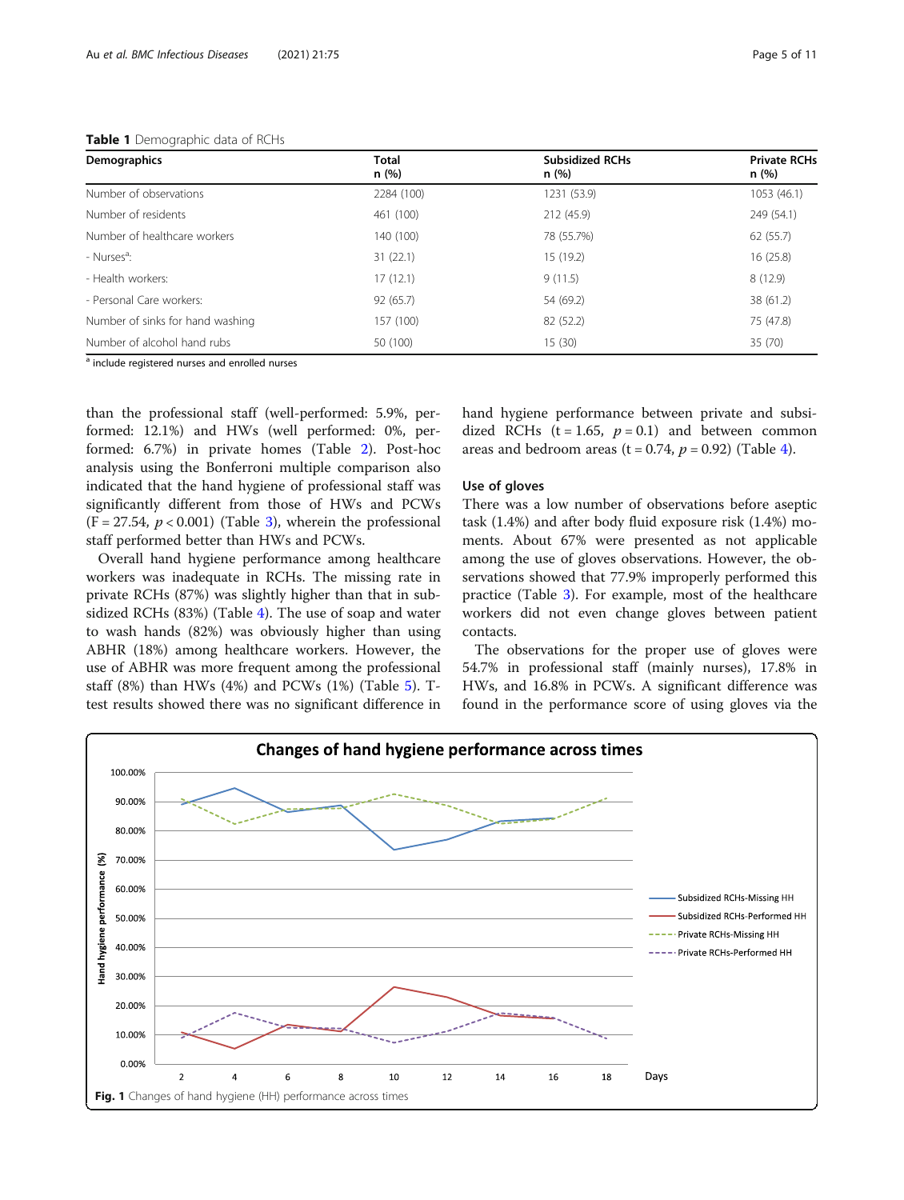**Table 1** Demographic data of RCHs

| Demographics | Total n (%) | Subsidized RCHs n (%) | Private RCHs n (%) |
|---|---|---|---|
| Number of observations | 2284 (100) | 1231 (53.9) | 1053 (46.1) |
| Number of residents | 461 (100) | 212 (45.9) | 249 (54.1) |
| Number of healthcare workers | 140 (100) | 78 (55.7%) | 62 (55.7) |
| - Nurses[a]: | 31 (22.1) | 15 (19.2) | 16 (25.8) |
| - Health workers: | 17 (12.1) | 9 (11.5) | 8 (12.9) |
| - Personal Care workers: | 92 (65.7) | 54 (69.2) | 38 (61.2) |
| Number of sinks for hand washing | 157 (100) | 82 (52.2) | 75 (47.8) |
| Number of alcohol hand rubs | 50 (100) | 15 (30) | 35 (70) |

[a] include registered nurses and enrolled nurses

than the professional staff (well-performed: 5.9%, performed: 12.1%) and HWs (well performed: 0%, performed: 6.7%) in private homes (Table 2). Post-hoc analysis using the Bonferroni multiple comparison also indicated that the hand hygiene of professional staff was significantly different from those of HWs and PCWs ($F = 27.54$, $p < 0.001$) (Table 3), wherein the professional staff performed better than HWs and PCWs.

Overall hand hygiene performance among healthcare workers was inadequate in RCHs. The missing rate in private RCHs (87%) was slightly higher than that in subsidized RCHs (83%) (Table 4). The use of soap and water to wash hands (82%) was obviously higher than using ABHR (18%) among healthcare workers. However, the use of ABHR was more frequent among the professional staff (8%) than HWs (4%) and PCWs (1%) (Table 5). T-test results showed there was no significant difference in hand hygiene performance between private and subsidized RCHs ($t = 1.65$, $p = 0.1$) and between common areas and bedroom areas ($t = 0.74$, $p = 0.92$) (Table 4).

### Use of gloves

There was a low number of observations before aseptic task (1.4%) and after body fluid exposure risk (1.4%) moments. About 67% were presented as not applicable among the use of gloves observations. However, the observations showed that 77.9% improperly performed this practice (Table 3). For example, most of the healthcare workers did not even change gloves between patient contacts.

The observations for the proper use of gloves were 54.7% in professional staff (mainly nurses), 17.8% in HWs, and 16.8% in PCWs. A significant difference was found in the performance score of using gloves via the

**Fig. 1** Changes of hand hygiene (HH) performance across times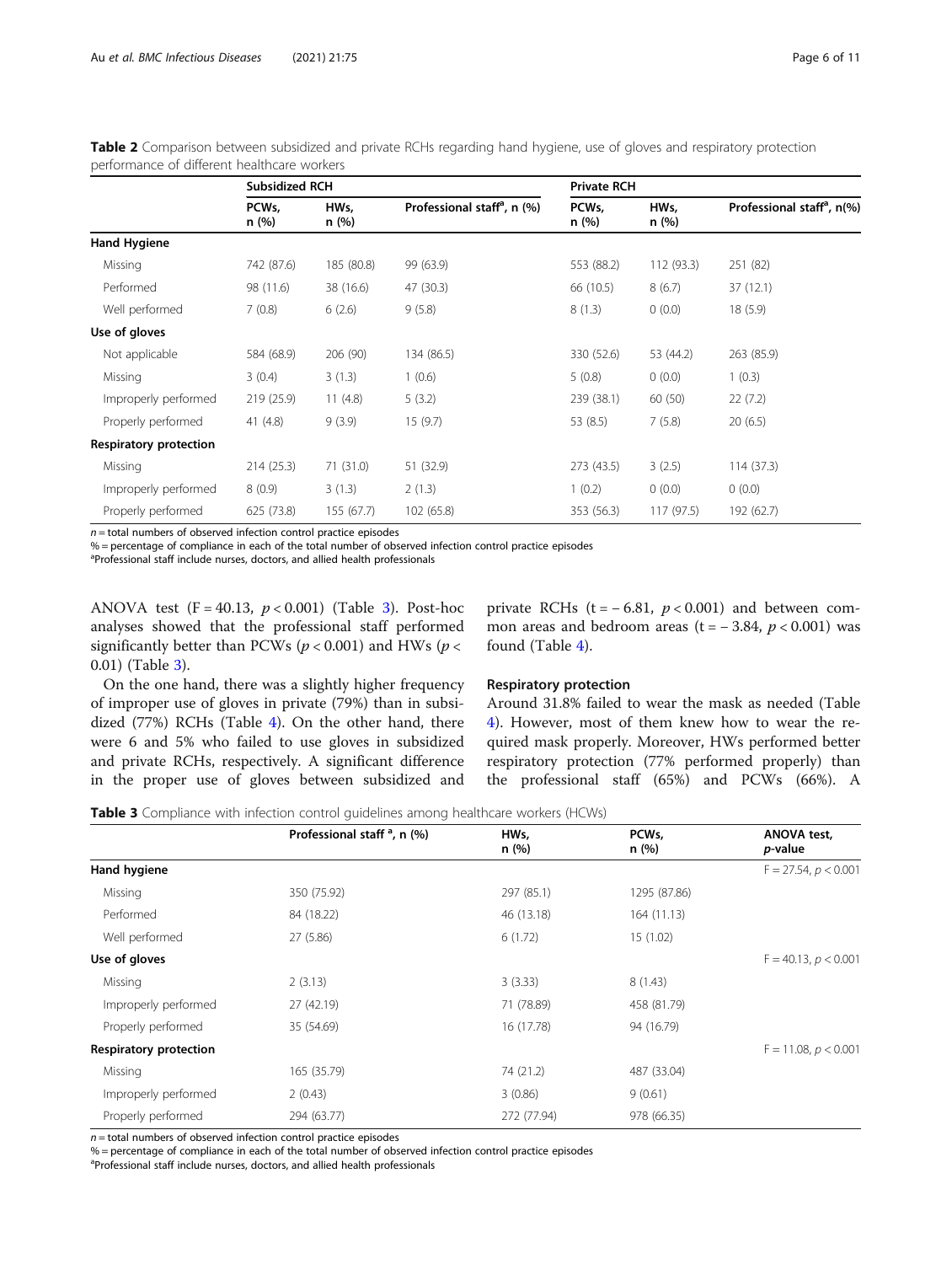**Table 2** Comparison between subsidized and private RCHs regarding hand hygiene, use of gloves and respiratory protection performance of different healthcare workers

| | Subsidized RCH | | | Private RCH | | |
|---|---|---|---|---|---|---|
| | PCWs, n (%) | HWs, n (%) | Professional staff[a], n (%) | PCWs, n (%) | HWs, n (%) | Professional staff[a], n(%) |
| **Hand Hygiene** | | | | | | |
| Missing | 742 (87.6) | 185 (80.8) | 99 (63.9) | 553 (88.2) | 112 (93.3) | 251 (82) |
| Performed | 98 (11.6) | 38 (16.6) | 47 (30.3) | 66 (10.5) | 8 (6.7) | 37 (12.1) |
| Well performed | 7 (0.8) | 6 (2.6) | 9 (5.8) | 8 (1.3) | 0 (0.0) | 18 (5.9) |
| **Use of gloves** | | | | | | |
| Not applicable | 584 (68.9) | 206 (90) | 134 (86.5) | 330 (52.6) | 53 (44.2) | 263 (85.9) |
| Missing | 3 (0.4) | 3 (1.3) | 1 (0.6) | 5 (0.8) | 0 (0.0) | 1 (0.3) |
| Improperly performed | 219 (25.9) | 11 (4.8) | 5 (3.2) | 239 (38.1) | 60 (50) | 22 (7.2) |
| Properly performed | 41 (4.8) | 9 (3.9) | 15 (9.7) | 53 (8.5) | 7 (5.8) | 20 (6.5) |
| **Respiratory protection** | | | | | | |
| Missing | 214 (25.3) | 71 (31.0) | 51 (32.9) | 273 (43.5) | 3 (2.5) | 114 (37.3) |
| Improperly performed | 8 (0.9) | 3 (1.3) | 2 (1.3) | 1 (0.2) | 0 (0.0) | 0 (0.0) |
| Properly performed | 625 (73.8) | 155 (67.7) | 102 (65.8) | 353 (56.3) | 117 (97.5) | 192 (62.7) |

$n$ = total numbers of observed infection control practice episodes
% = percentage of compliance in each of the total number of observed infection control practice episodes
[a]Professional staff include nurses, doctors, and allied health professionals

ANOVA test ($F = 40.13$, $p < 0.001$) (Table 3). Post-hoc analyses showed that the professional staff performed significantly better than PCWs ($p < 0.001$) and HWs ($p < 0.01$) (Table 3).

On the one hand, there was a slightly higher frequency of improper use of gloves in private (79%) than in subsidized (77%) RCHs (Table 4). On the other hand, there were 6 and 5% who failed to use gloves in subsidized and private RCHs, respectively. A significant difference in the proper use of gloves between subsidized and private RCHs ($t = -6.81$, $p < 0.001$) and between common areas and bedroom areas ($t = -3.84$, $p < 0.001$) was found (Table 4).

### Respiratory protection

Around 31.8% failed to wear the mask as needed (Table 4). However, most of them knew how to wear the required mask properly. Moreover, HWs performed better respiratory protection (77% performed properly) than the professional staff (65%) and PCWs (66%). A

**Table 3** Compliance with infection control guidelines among healthcare workers (HCWs)

| | Professional staff [a], n (%) | HWs, n (%) | PCWs, n (%) | ANOVA test, *p*-value |
|---|---|---|---|---|
| **Hand hygiene** | | | | $F = 27.54$, $p < 0.001$ |
| Missing | 350 (75.92) | 297 (85.1) | 1295 (87.86) | |
| Performed | 84 (18.22) | 46 (13.18) | 164 (11.13) | |
| Well performed | 27 (5.86) | 6 (1.72) | 15 (1.02) | |
| **Use of gloves** | | | | $F = 40.13$, $p < 0.001$ |
| Missing | 2 (3.13) | 3 (3.33) | 8 (1.43) | |
| Improperly performed | 27 (42.19) | 71 (78.89) | 458 (81.79) | |
| Properly performed | 35 (54.69) | 16 (17.78) | 94 (16.79) | |
| **Respiratory protection** | | | | $F = 11.08$, $p < 0.001$ |
| Missing | 165 (35.79) | 74 (21.2) | 487 (33.04) | |
| Improperly performed | 2 (0.43) | 3 (0.86) | 9 (0.61) | |
| Properly performed | 294 (63.77) | 272 (77.94) | 978 (66.35) | |

$n$ = total numbers of observed infection control practice episodes
% = percentage of compliance in each of the total number of observed infection control practice episodes
[a]Professional staff include nurses, doctors, and allied health professionals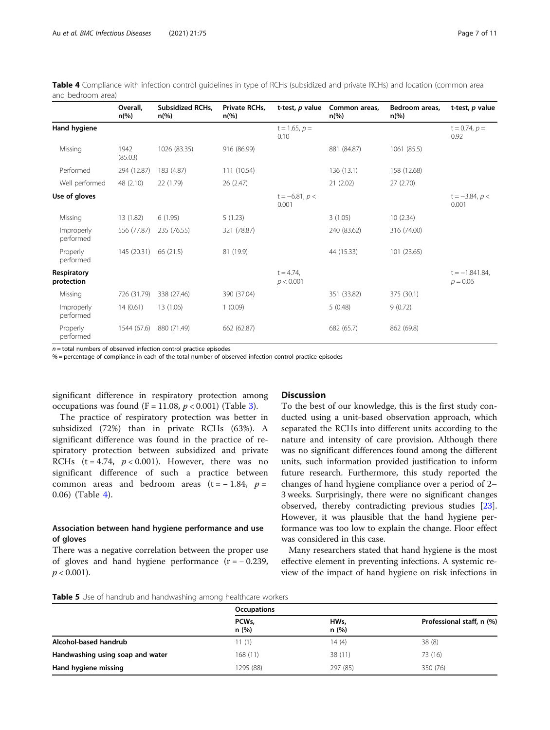**Table 4** Compliance with infection control guidelines in type of RCHs (subsidized and private RCHs) and location (common area and bedroom area)

| | Overall, n(%) | Subsidized RCHs, n(%) | Private RCHs, n(%) | t-test, *p* value | Common areas, n(%) | Bedroom areas, n(%) | t-test, *p* value |
|---|---|---|---|---|---|---|---|
| **Hand hygiene** | | | | $t = 1.65$, $p = 0.10$ | | | $t = 0.74$, $p = 0.92$ |
| Missing | 1942 (85.03) | 1026 (83.35) | 916 (86.99) | | 881 (84.87) | 1061 (85.5) | |
| Performed | 294 (12.87) | 183 (4.87) | 111 (10.54) | | 136 (13.1) | 158 (12.68) | |
| Well performed | 48 (2.10) | 22 (1.79) | 26 (2.47) | | 21 (2.02) | 27 (2.70) | |
| **Use of gloves** | | | | $t = -6.81$, $p < 0.001$ | | | $t = -3.84$, $p < 0.001$ |
| Missing | 13 (1.82) | 6 (1.95) | 5 (1.23) | | 3 (1.05) | 10 (2.34) | |
| Improperly performed | 556 (77.87) | 235 (76.55) | 321 (78.87) | | 240 (83.62) | 316 (74.00) | |
| Properly performed | 145 (20.31) | 66 (21.5) | 81 (19.9) | | 44 (15.33) | 101 (23.65) | |
| **Respiratory protection** | | | | $t = 4.74$, $p < 0.001$ | | | $t = -1.841.84$, $p = 0.06$ |
| Missing | 726 (31.79) | 338 (27.46) | 390 (37.04) | | 351 (33.82) | 375 (30.1) | |
| Improperly performed | 14 (0.61) | 13 (1.06) | 1 (0.09) | | 5 (0.48) | 9 (0.72) | |
| Properly performed | 1544 (67.6) | 880 (71.49) | 662 (62.87) | | 682 (65.7) | 862 (69.8) | |

*n* = total numbers of observed infection control practice episodes
% = percentage of compliance in each of the total number of observed infection control practice episodes

significant difference in respiratory protection among occupations was found ($F = 11.08$, $p < 0.001$) (Table 3).

The practice of respiratory protection was better in subsidized (72%) than in private RCHs (63%). A significant difference was found in the practice of respiratory protection between subsidized and private RCHs ($t = 4.74$, $p < 0.001$). However, there was no significant difference of such a practice between common areas and bedroom areas ($t = -1.84$, $p = 0.06$) (Table 4).

### Association between hand hygiene performance and use of gloves

There was a negative correlation between the proper use of gloves and hand hygiene performance ($r = -0.239$, $p < 0.001$).

## Discussion

To the best of our knowledge, this is the first study conducted using a unit-based observation approach, which separated the RCHs into different units according to the nature and intensity of care provision. Although there was no significant differences found among the different units, such information provided justification to inform future research. Furthermore, this study reported the changes of hand hygiene compliance over a period of 2–3 weeks. Surprisingly, there were no significant changes observed, thereby contradicting previous studies [23]. However, it was plausible that the hand hygiene performance was too low to explain the change. Floor effect was considered in this case.

Many researchers stated that hand hygiene is the most effective element in preventing infections. A systemic review of the impact of hand hygiene on risk infections in

**Table 5** Use of handrub and handwashing among healthcare workers

| | Occupations | | |
|---|---|---|---|
| | PCWs, n (%) | HWs, n (%) | Professional staff, n (%) |
| **Alcohol-based handrub** | 11 (1) | 14 (4) | 38 (8) |
| **Handwashing using soap and water** | 168 (11) | 38 (11) | 73 (16) |
| **Hand hygiene missing** | 1295 (88) | 297 (85) | 350 (76) |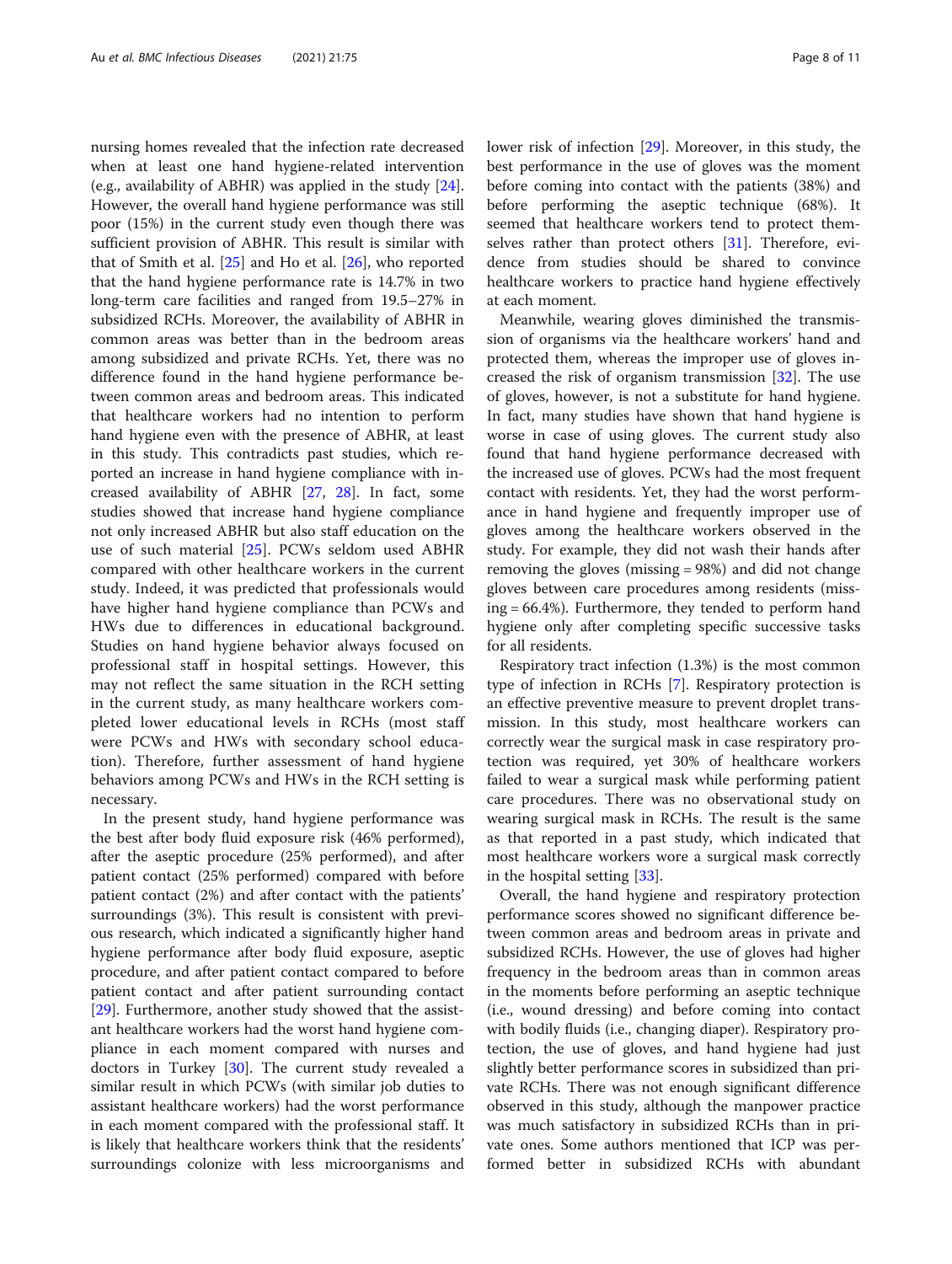nursing homes revealed that the infection rate decreased when at least one hand hygiene-related intervention (e.g., availability of ABHR) was applied in the study [24]. However, the overall hand hygiene performance was still poor (15%) in the current study even though there was sufficient provision of ABHR. This result is similar with that of Smith et al. [25] and Ho et al. [26], who reported that the hand hygiene performance rate is 14.7% in two long-term care facilities and ranged from 19.5–27% in subsidized RCHs. Moreover, the availability of ABHR in common areas was better than in the bedroom areas among subsidized and private RCHs. Yet, there was no difference found in the hand hygiene performance between common areas and bedroom areas. This indicated that healthcare workers had no intention to perform hand hygiene even with the presence of ABHR, at least in this study. This contradicts past studies, which reported an increase in hand hygiene compliance with increased availability of ABHR [27, 28]. In fact, some studies showed that increase hand hygiene compliance not only increased ABHR but also staff education on the use of such material [25]. PCWs seldom used ABHR compared with other healthcare workers in the current study. Indeed, it was predicted that professionals would have higher hand hygiene compliance than PCWs and HWs due to differences in educational background. Studies on hand hygiene behavior always focused on professional staff in hospital settings. However, this may not reflect the same situation in the RCH setting in the current study, as many healthcare workers completed lower educational levels in RCHs (most staff were PCWs and HWs with secondary school education). Therefore, further assessment of hand hygiene behaviors among PCWs and HWs in the RCH setting is necessary.

In the present study, hand hygiene performance was the best after body fluid exposure risk (46% performed), after the aseptic procedure (25% performed), and after patient contact (25% performed) compared with before patient contact (2%) and after contact with the patients' surroundings (3%). This result is consistent with previous research, which indicated a significantly higher hand hygiene performance after body fluid exposure, aseptic procedure, and after patient contact compared to before patient contact and after patient surrounding contact [29]. Furthermore, another study showed that the assistant healthcare workers had the worst hand hygiene compliance in each moment compared with nurses and doctors in Turkey [30]. The current study revealed a similar result in which PCWs (with similar job duties to assistant healthcare workers) had the worst performance in each moment compared with the professional staff. It is likely that healthcare workers think that the residents' surroundings colonize with less microorganisms and lower risk of infection [29]. Moreover, in this study, the best performance in the use of gloves was the moment before coming into contact with the patients (38%) and before performing the aseptic technique (68%). It seemed that healthcare workers tend to protect themselves rather than protect others [31]. Therefore, evidence from studies should be shared to convince healthcare workers to practice hand hygiene effectively at each moment.

Meanwhile, wearing gloves diminished the transmission of organisms via the healthcare workers' hand and protected them, whereas the improper use of gloves increased the risk of organism transmission [32]. The use of gloves, however, is not a substitute for hand hygiene. In fact, many studies have shown that hand hygiene is worse in case of using gloves. The current study also found that hand hygiene performance decreased with the increased use of gloves. PCWs had the most frequent contact with residents. Yet, they had the worst performance in hand hygiene and frequently improper use of gloves among the healthcare workers observed in the study. For example, they did not wash their hands after removing the gloves (missing = 98%) and did not change gloves between care procedures among residents (missing = 66.4%). Furthermore, they tended to perform hand hygiene only after completing specific successive tasks for all residents.

Respiratory tract infection (1.3%) is the most common type of infection in RCHs [7]. Respiratory protection is an effective preventive measure to prevent droplet transmission. In this study, most healthcare workers can correctly wear the surgical mask in case respiratory protection was required, yet 30% of healthcare workers failed to wear a surgical mask while performing patient care procedures. There was no observational study on wearing surgical mask in RCHs. The result is the same as that reported in a past study, which indicated that most healthcare workers wore a surgical mask correctly in the hospital setting [33].

Overall, the hand hygiene and respiratory protection performance scores showed no significant difference between common areas and bedroom areas in private and subsidized RCHs. However, the use of gloves had higher frequency in the bedroom areas than in common areas in the moments before performing an aseptic technique (i.e., wound dressing) and before coming into contact with bodily fluids (i.e., changing diaper). Respiratory protection, the use of gloves, and hand hygiene had just slightly better performance scores in subsidized than private RCHs. There was not enough significant difference observed in this study, although the manpower practice was much satisfactory in subsidized RCHs than in private ones. Some authors mentioned that ICP was performed better in subsidized RCHs with abundant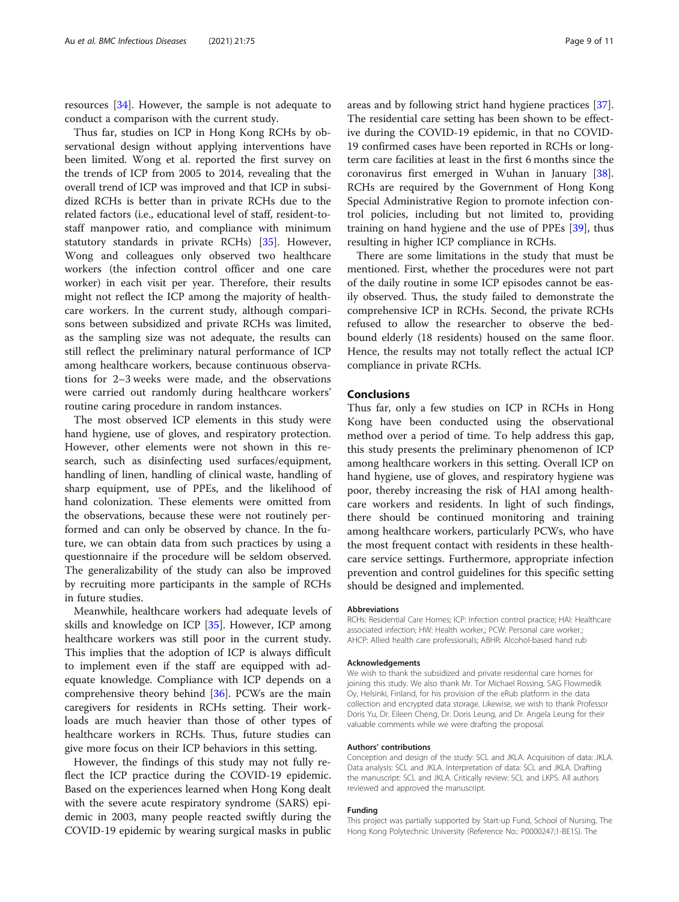resources [34]. However, the sample is not adequate to conduct a comparison with the current study.

Thus far, studies on ICP in Hong Kong RCHs by observational design without applying interventions have been limited. Wong et al. reported the first survey on the trends of ICP from 2005 to 2014, revealing that the overall trend of ICP was improved and that ICP in subsidized RCHs is better than in private RCHs due to the related factors (i.e., educational level of staff, resident-to-staff manpower ratio, and compliance with minimum statutory standards in private RCHs) [35]. However, Wong and colleagues only observed two healthcare workers (the infection control officer and one care worker) in each visit per year. Therefore, their results might not reflect the ICP among the majority of healthcare workers. In the current study, although comparisons between subsidized and private RCHs was limited, as the sampling size was not adequate, the results can still reflect the preliminary natural performance of ICP among healthcare workers, because continuous observations for 2–3 weeks were made, and the observations were carried out randomly during healthcare workers' routine caring procedure in random instances.

The most observed ICP elements in this study were hand hygiene, use of gloves, and respiratory protection. However, other elements were not shown in this research, such as disinfecting used surfaces/equipment, handling of linen, handling of clinical waste, handling of sharp equipment, use of PPEs, and the likelihood of hand colonization. These elements were omitted from the observations, because these were not routinely performed and can only be observed by chance. In the future, we can obtain data from such practices by using a questionnaire if the procedure will be seldom observed. The generalizability of the study can also be improved by recruiting more participants in the sample of RCHs in future studies.

Meanwhile, healthcare workers had adequate levels of skills and knowledge on ICP [35]. However, ICP among healthcare workers was still poor in the current study. This implies that the adoption of ICP is always difficult to implement even if the staff are equipped with adequate knowledge. Compliance with ICP depends on a comprehensive theory behind [36]. PCWs are the main caregivers for residents in RCHs setting. Their workloads are much heavier than those of other types of healthcare workers in RCHs. Thus, future studies can give more focus on their ICP behaviors in this setting.

However, the findings of this study may not fully reflect the ICP practice during the COVID-19 epidemic. Based on the experiences learned when Hong Kong dealt with the severe acute respiratory syndrome (SARS) epidemic in 2003, many people reacted swiftly during the COVID-19 epidemic by wearing surgical masks in public areas and by following strict hand hygiene practices [37]. The residential care setting has been shown to be effective during the COVID-19 epidemic, in that no COVID-19 confirmed cases have been reported in RCHs or long-term care facilities at least in the first 6 months since the coronavirus first emerged in Wuhan in January [38]. RCHs are required by the Government of Hong Kong Special Administrative Region to promote infection control policies, including but not limited to, providing training on hand hygiene and the use of PPEs [39], thus resulting in higher ICP compliance in RCHs.

There are some limitations in the study that must be mentioned. First, whether the procedures were not part of the daily routine in some ICP episodes cannot be easily observed. Thus, the study failed to demonstrate the comprehensive ICP in RCHs. Second, the private RCHs refused to allow the researcher to observe the bed-bound elderly (18 residents) housed on the same floor. Hence, the results may not totally reflect the actual ICP compliance in private RCHs.

## Conclusions

Thus far, only a few studies on ICP in RCHs in Hong Kong have been conducted using the observational method over a period of time. To help address this gap, this study presents the preliminary phenomenon of ICP among healthcare workers in this setting. Overall ICP on hand hygiene, use of gloves, and respiratory hygiene was poor, thereby increasing the risk of HAI among healthcare workers and residents. In light of such findings, there should be continued monitoring and training among healthcare workers, particularly PCWs, who have the most frequent contact with residents in these healthcare service settings. Furthermore, appropriate infection prevention and control guidelines for this specific setting should be designed and implemented.

#### Abbreviations

RCHs: Residential Care Homes; ICP: Infection control practice; HAI: Healthcare associated infection; HW: Health worker,; PCW: Personal care worker.; AHCP: Allied health care professionals; ABHR: Alcohol-based hand rub

#### Acknowledgements

We wish to thank the subsidized and private residential care homes for joining this study. We also thank Mr. Tor Michael Rossing, SAG Flowmedik Oy, Helsinki, Finland, for his provision of the eRub platform in the data collection and encrypted data storage. Likewise, we wish to thank Professor Doris Yu, Dr. Eileen Cheng, Dr. Doris Leung, and Dr. Angela Leung for their valuable comments while we were drafting the proposal.

#### Authors' contributions

Conception and design of the study: SCL and JKLA. Acquisition of data: JKLA. Data analysis: SCL and JKLA. Interpretation of data: SCL and JKLA. Drafting the manuscript: SCL and JKLA. Critically review: SCL and LKPS. All authors reviewed and approved the manuscript.

#### Funding

This project was partially supported by Start-up Fund, School of Nursing, The Hong Kong Polytechnic University (Reference No.: P0000247;1-BE1S). The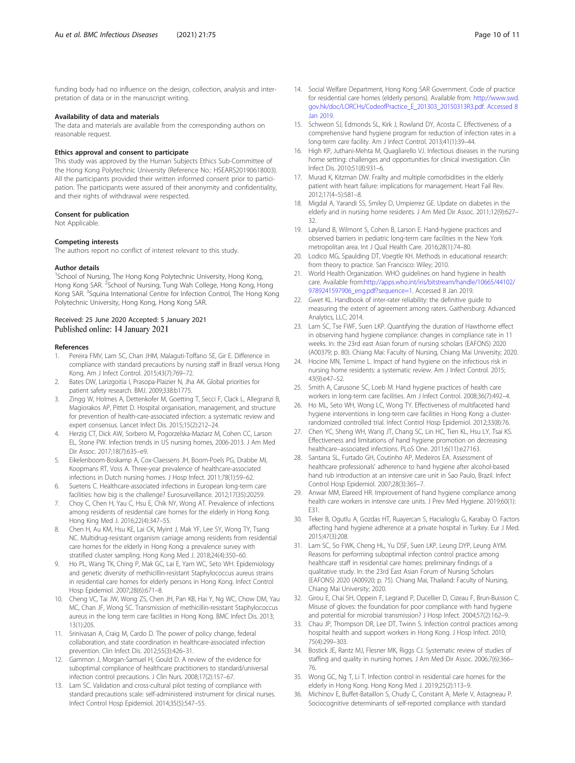funding body had no influence on the design, collection, analysis and interpretation of data or in the manuscript writing.

### Availability of data and materials

The data and materials are available from the corresponding authors on reasonable request.

### Ethics approval and consent to participate

This study was approved by the Human Subjects Ethics Sub-Committee of the Hong Kong Polytechnic University (Reference No.: HSEARS20190618003). All the participants provided their written informed consent prior to participation. The participants were assured of their anonymity and confidentiality, and their rights of withdrawal were respected.

### Consent for publication

Not Applicable.

### Competing interests

The authors report no conflict of interest relevant to this study.

### Author details

[1]School of Nursing, The Hong Kong Polytechnic University, Hong Kong, Hong Kong SAR. [2]School of Nursing, Tung Wah College, Hong Kong, Hong Kong SAR. [3]Squina International Centre for Infection Control, The Hong Kong Polytechnic University, Hong Kong, Hong Kong SAR.

Received: 25 June 2020 Accepted: 5 January 2021
Published online: 14 January 2021

### References

1. Pereira FMV, Lam SC, Chan JHM, Malaguti-Toffano SE, Gir E. Difference in compliance with standard precautions by nursing staff in Brazil versus Hong Kong. Am J Infect Control. 2015;43(7):769–72.
2. Bates DW, Larizgoitia I, Prasopa-Plaizier N, Jha AK. Global priorities for patient safety research. BMJ. 2009;338:b1775.
3. Zingg W, Holmes A, Dettenkofer M, Goetting T, Secci F, Clack L, Allegranzi B, Magiorakos AP, Pittet D. Hospital organisation, management, and structure for prevention of health-care-associated infection: a systematic review and expert consensus. Lancet Infect Dis. 2015;15(2):212–24.
4. Herzig CT, Dick AW, Sorbero M, Pogorzelska-Maziarz M, Cohen CC, Larson EL, Stone PW. Infection trends in US nursing homes, 2006-2013. J Am Med Dir Assoc. 2017;18(7):635–e9.
5. Eikelenboom-Boskamp A, Cox-Claessens JH, Boom-Poels PG, Drabbe MI, Koopmans RT, Voss A. Three-year prevalence of healthcare-associated infections in Dutch nursing homes. J Hosp Infect. 2011;78(1):59–62.
6. Suetens C. Healthcare-associated infections in European long-term care facilities: how big is the challenge? Eurosurveillance. 2012;17(35):20259.
7. Choy C, Chen H, Yau C, Hsu E, Chik NY, Wong AT. Prevalence of infections among residents of residential care homes for the elderly in Hong Kong. Hong King Med J. 2016;22(4):347–55.
8. Chen H, Au KM, Hsu KE, Lai CK, Myint J, Mak YF, Lee SY, Wong TY, Tsang NC. Multidrug-resistant organism carriage among residents from residential care homes for the elderly in Hong Kong: a prevalence survey with stratified cluster sampling. Hong Kong Med J. 2018;24(4):350–60.
9. Ho PL, Wang TK, Ching P, Mak GC, Lai E, Yam WC, Seto WH. Epidemiology and genetic diversity of methicillin-resistant Staphylococcus aureus strains in residential care homes for elderly persons in Hong Kong. Infect Control Hosp Epidemiol. 2007;28(6):671–8.
10. Cheng VC, Tai JW, Wong ZS, Chen JH, Pan KB, Hai Y, Ng WC, Chow DM, Yau MC, Chan JF, Wong SC. Transmission of methicillin-resistant Staphylococcus aureus in the long term care facilities in Hong Kong. BMC Infect Dis. 2013;13(1):205.
11. Srinivasan A, Craig M, Cardo D. The power of policy change, federal collaboration, and state coordination in healthcare-associated infection prevention. Clin Infect Dis. 2012;55(3):426–31.
12. Gammon J, Morgan-Samuel H, Gould D. A review of the evidence for suboptimal compliance of healthcare practitioners to standard/universal infection control precautions. J Clin Nurs. 2008;17(2):157–67.
13. Lam SC. Validation and cross-cultural pilot testing of compliance with standard precautions scale: self-administered instrument for clinical nurses. Infect Control Hosp Epidemiol. 2014;35(5):547–55.
14. Social Welfare Department, Hong Kong SAR Government. Code of practice for residential care homes (elderly persons). Available from: http://www.swd.gov.hk/doc/LORCHs/CodeofPractice_E_201303_20150313R3.pdf. Accessed 8 Jan 2019.
15. Schweon SJ, Edmonds SL, Kirk J, Rowland DY, Acosta C. Effectiveness of a comprehensive hand hygiene program for reduction of infection rates in a long-term care facility. Am J Infect Control. 2013;41(1):39–44.
16. High KP, Juthani-Mehta M, Quagliarello VJ. Infectious diseases in the nursing home setting: challenges and opportunities for clinical investigation. Clin Infect Dis. 2010;51(8):931–6.
17. Murad K, Kitzman DW. Frailty and multiple comorbidities in the elderly patient with heart failure: implications for management. Heart Fail Rev. 2012;17(4–5):581–8.
18. Migdal A, Yarandi SS, Smiley D, Umpierrez GE. Update on diabetes in the elderly and in nursing home residents. J Am Med Dir Assoc. 2011;12(9):627–32.
19. Løyland B, Wilmont S, Cohen B, Larson E. Hand-hygiene practices and observed barriers in pediatric long-term care facilities in the New York metropolitan area. Int J Qual Health Care. 2016;28(1):74–80.
20. Lodico MG, Spaulding DT, Voegtle KH. Methods in educational research: from theory to practice. San Francisco: Wiley; 2010.
21. World Health Organization. WHO guidelines on hand hygiene in health care. Available from:http://apps.who.int/iris/bitstream/handle/10665/44102/9789241597906_eng.pdf?sequence=1. Accessed 8 Jan 2019.
22. Gwet KL. Handbook of inter-rater reliability: the definitive guide to measuring the extent of agreement among raters. Gaithersburg: Advanced Analytics, LLC; 2014.
23. Lam SC, Tse FWF, Suen LKP. Quantifying the duration of Hawthorne effect in observing hand hygiene compliance: changes in compliance rate in 11 weeks. In: The 23rd east Asian forum of nursing scholars (EAFONS) 2020 (A00379; p. 80). Chiang Mai: Faculty of Nursing, Chiang Mai University; 2020.
24. Hocine MN, Temime L. Impact of hand hygiene on the infectious risk in nursing home residents: a systematic review. Am J Infect Control. 2015;43(9):e47–52.
25. Smith A, Carusone SC, Loeb M. Hand hygiene practices of health care workers in long-term care facilities. Am J Infect Control. 2008;36(7):492–4.
26. Ho ML, Seto WH, Wong LC, Wong TY. Effectiveness of multifaceted hand hygiene interventions in long-term care facilities in Hong Kong: a cluster-randomized controlled trial. Infect Control Hosp Epidemiol. 2012;33(8):76.
27. Chen YC, Sheng WH, Wang JT, Chang SC, Lin HC, Tien KL, Hsu LY, Tsai KS. Effectiveness and limitations of hand hygiene promotion on decreasing healthcare–associated infections. PLoS One. 2011;6(11):e27163.
28. Santana SL, Furtado GH, Coutinho AP, Medeiros EA. Assessment of healthcare professionals' adherence to hand hygiene after alcohol-based hand rub introduction at an intensive care unit in Sao Paulo, Brazil. Infect Control Hosp Epidemiol. 2007;28(3):365–7.
29. Anwar MM, Elareed HR. Improvement of hand hygiene compliance among health care workers in intensive care units. J Prev Med Hygiene. 2019;60(1):E31.
30. Teker B, Ogutlu A, Gozdas HT, Ruayercan S, Hacialioglu G, Karabay O. Factors affecting hand hygiene adherence at a private hospital in Turkey. Eur J Med. 2015;47(3):208.
31. Lam SC, So FWK, Cheng HL, Yu DSF, Suen LKP, Leung DYP, Leung AYM. Reasons for performing suboptimal infection control practice among healthcare staff in residential care homes: preliminary findings of a qualitative study. In: The 23rd East Asian Forum of Nursing Scholars (EAFONS) 2020 (A00920; p. 75). Chiang Mai, Thailand: Faculty of Nursing, Chiang Mai University; 2020.
32. Girou E, Chai SH, Oppein F, Legrand P, Ducellier D, Cizeau F, Brun-Buisson C. Misuse of gloves: the foundation for poor compliance with hand hygiene and potential for microbial transmission? J Hosp Infect. 2004;57(2):162–9.
33. Chau JP, Thompson DR, Lee DT, Twinn S. Infection control practices among hospital health and support workers in Hong Kong. J Hosp Infect. 2010;75(4):299–303.
34. Bostick JE, Rantz MJ, Flesner MK, Riggs CJ. Systematic review of studies of staffing and quality in nursing homes. J Am Med Dir Assoc. 2006;7(6):366–76.
35. Wong GC, Ng T, Li T. Infection control in residential care homes for the elderly in Hong Kong. Hong Kong Med J. 2019;25(2):113–9.
36. Michinov E, Buffet-Bataillon S, Chudy C, Constant A, Merle V, Astagneau P. Sociocognitive determinants of self-reported compliance with standard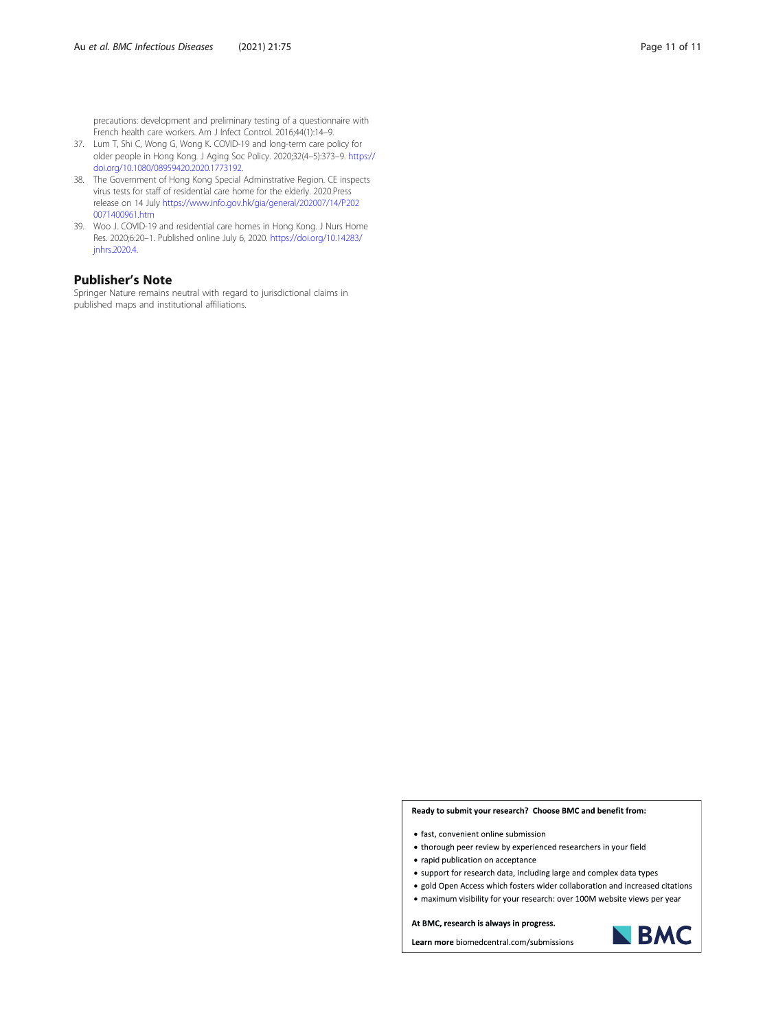precautions: development and preliminary testing of a questionnaire with French health care workers. Am J Infect Control. 2016;44(1):14–9.

37. Lum T, Shi C, Wong G, Wong K. COVID-19 and long-term care policy for older people in Hong Kong. J Aging Soc Policy. 2020;32(4–5):373–9. https://doi.org/10.1080/08959420.2020.1773192.
38. The Government of Hong Kong Special Adminstrative Region. CE inspects virus tests for staff of residential care home for the elderly. 2020.Press release on 14 July https://www.info.gov.hk/gia/general/202007/14/P2020071400961.htm
39. Woo J. COVID-19 and residential care homes in Hong Kong. J Nurs Home Res. 2020;6:20–1. Published online July 6, 2020. https://doi.org/10.14283/jnhrs.2020.4.

## Publisher's Note

Springer Nature remains neutral with regard to jurisdictional claims in published maps and institutional affiliations.

**Ready to submit your research? Choose BMC and benefit from:**

- fast, convenient online submission
- thorough peer review by experienced researchers in your field
- rapid publication on acceptance
- support for research data, including large and complex data types
- gold Open Access which fosters wider collaboration and increased citations
- maximum visibility for your research: over 100M website views per year

**At BMC, research is always in progress.**

**Learn more** biomedcentral.com/submissions

BMC